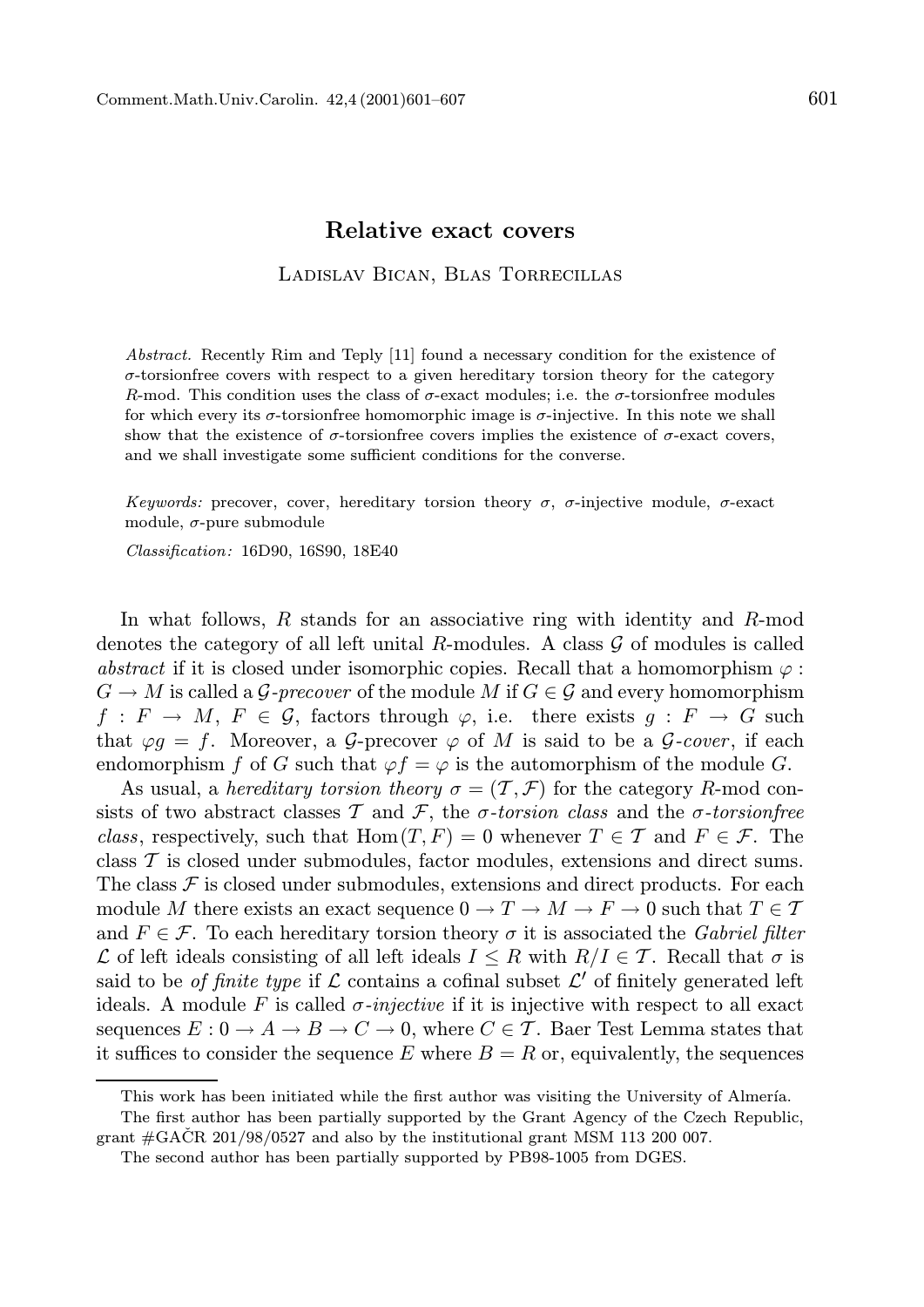# Relative exact covers

Ladislav Bican, Blas Torrecillas

*Abstract.* Recently Rim and Teply [11] found a necessary condition for the existence of $\sigma$-torsionfree covers with respect to a given hereditary torsion theory for the category $R$-mod. This condition uses the class of $\sigma$-exact modules; i.e. the $\sigma$-torsionfree modules for which every its $\sigma$-torsionfree homomorphic image is $\sigma$-injective. In this note we shall show that the existence of $\sigma$-torsionfree covers implies the existence of $\sigma$-exact covers, and we shall investigate some sufficient conditions for the converse.

*Keywords:* precover, cover, hereditary torsion theory $\sigma$, $\sigma$-injective module, $\sigma$-exact module, $\sigma$-pure submodule

*Classification:* 16D90, 16S90, 18E40

In what follows, $R$ stands for an associative ring with identity and $R$-mod denotes the category of all left unital $R$-modules. A class $\mathcal{G}$ of modules is called *abstract* if it is closed under isomorphic copies. Recall that a homomorphism $\varphi : G \to M$ is called a $\mathcal{G}$*-precover* of the module $M$ if $G \in \mathcal{G}$ and every homomorphism $f : F \to M$, $F \in \mathcal{G}$, factors through $\varphi$, i.e. there exists $g : F \to G$ such that $\varphi g = f$. Moreover, a $\mathcal{G}$-precover $\varphi$ of $M$ is said to be a $\mathcal{G}$*-cover*, if each endomorphism $f$ of $G$ such that $\varphi f = \varphi$ is the automorphism of the module $G$.

As usual, a *hereditary torsion theory* $\sigma = (\mathcal{T}, \mathcal{F})$ for the category $R$-mod consists of two abstract classes $\mathcal{T}$ and $\mathcal{F}$, the $\sigma$*-torsion class* and the $\sigma$*-torsionfree class*, respectively, such that $\operatorname{Hom}(T, F) = 0$ whenever $T \in \mathcal{T}$ and $F \in \mathcal{F}$. The class $\mathcal{T}$ is closed under submodules, factor modules, extensions and direct sums. The class $\mathcal{F}$ is closed under submodules, extensions and direct products. For each module $M$ there exists an exact sequence $0 \to T \to M \to F \to 0$ such that $T \in \mathcal{T}$ and $F \in \mathcal{F}$. To each hereditary torsion theory $\sigma$ it is associated the *Gabriel filter* $\mathcal{L}$ of left ideals consisting of all left ideals $I \leq R$ with $R/I \in \mathcal{T}$. Recall that $\sigma$ is said to be *of finite type* if $\mathcal{L}$ contains a cofinal subset $\mathcal{L}'$ of finitely generated left ideals. A module $F$ is called $\sigma$*-injective* if it is injective with respect to all exact sequences $E : 0 \to A \to B \to C \to 0$, where $C \in \mathcal{T}$. Baer Test Lemma states that it suffices to consider the sequence $E$ where $B = R$ or, equivalently, the sequences

This work has been initiated while the first author was visiting the University of Almería.

The first author has been partially supported by the Grant Agency of the Czech Republic, grant #GAČR 201/98/0527 and also by the institutional grant MSM 113 200 007.

The second author has been partially supported by PB98-1005 from DGES.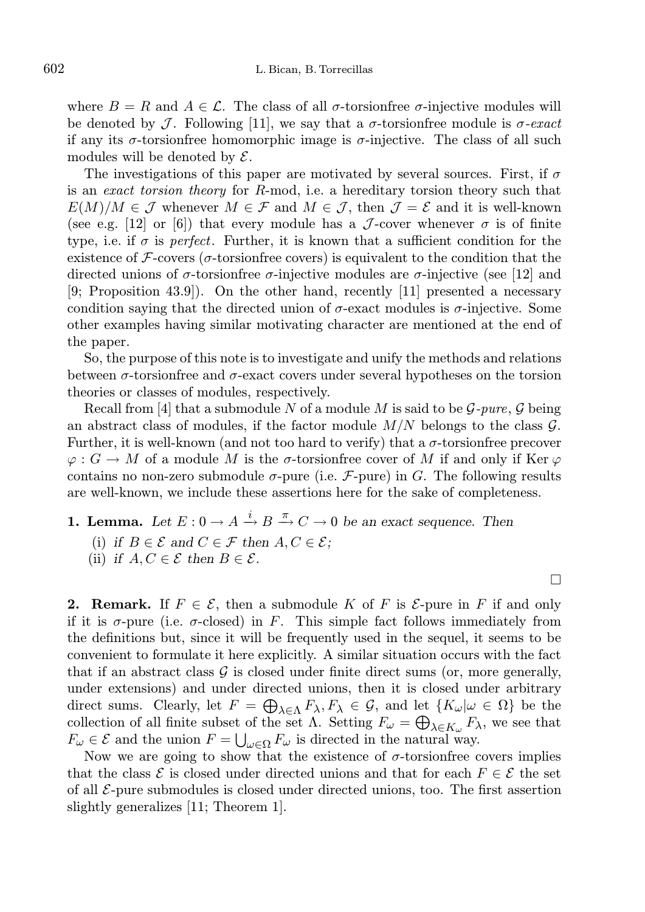where $B = R$ and $A \in \mathcal{L}$. The class of all $\sigma$-torsionfree $\sigma$-injective modules will be denoted by $\mathcal{J}$. Following [11], we say that a $\sigma$-torsionfree module is *$\sigma$-exact* if any its $\sigma$-torsionfree homomorphic image is $\sigma$-injective. The class of all such modules will be denoted by $\mathcal{E}$.

The investigations of this paper are motivated by several sources. First, if $\sigma$ is an *exact torsion theory* for $R$-mod, i.e. a hereditary torsion theory such that $E(M)/M \in \mathcal{J}$ whenever $M \in \mathcal{F}$ and $M \in \mathcal{J}$, then $\mathcal{J} = \mathcal{E}$ and it is well-known (see e.g. [12] or [6]) that every module has a $\mathcal{J}$-cover whenever $\sigma$ is of finite type, i.e. if $\sigma$ is *perfect*. Further, it is known that a sufficient condition for the existence of $\mathcal{F}$-covers ($\sigma$-torsionfree covers) is equivalent to the condition that the directed unions of $\sigma$-torsionfree $\sigma$-injective modules are $\sigma$-injective (see [12] and [9; Proposition 43.9]). On the other hand, recently [11] presented a necessary condition saying that the directed union of $\sigma$-exact modules is $\sigma$-injective. Some other examples having similar motivating character are mentioned at the end of the paper.

So, the purpose of this note is to investigate and unify the methods and relations between $\sigma$-torsionfree and $\sigma$-exact covers under several hypotheses on the torsion theories or classes of modules, respectively.

Recall from [4] that a submodule $N$ of a module $M$ is said to be *$\mathcal{G}$-pure*, $\mathcal{G}$ being an abstract class of modules, if the factor module $M/N$ belongs to the class $\mathcal{G}$. Further, it is well-known (and not too hard to verify) that a $\sigma$-torsionfree precover $\varphi : G \to M$ of a module $M$ is the $\sigma$-torsionfree cover of $M$ if and only if Ker $\varphi$ contains no non-zero submodule $\sigma$-pure (i.e. $\mathcal{F}$-pure) in $G$. The following results are well-known, we include these assertions here for the sake of completeness.

**1. Lemma.** *Let $E : 0 \to A \xrightarrow{i} B \xrightarrow{\pi} C \to 0$ be an exact sequence. Then*

(i) *if $B \in \mathcal{E}$ and $C \in \mathcal{F}$ then $A, C \in \mathcal{E}$;*

(ii) *if $A, C \in \mathcal{E}$ then $B \in \mathcal{E}$.*

□

**2. Remark.** If $F \in \mathcal{E}$, then a submodule $K$ of $F$ is $\mathcal{E}$-pure in $F$ if and only if it is $\sigma$-pure (i.e. $\sigma$-closed) in $F$. This simple fact follows immediately from the definitions but, since it will be frequently used in the sequel, it seems to be convenient to formulate it here explicitly. A similar situation occurs with the fact that if an abstract class $\mathcal{G}$ is closed under finite direct sums (or, more generally, under extensions) and under directed unions, then it is closed under arbitrary direct sums. Clearly, let $F = \bigoplus_{\lambda \in \Lambda} F_\lambda, F_\lambda \in \mathcal{G}$, and let $\{K_\omega | \omega \in \Omega\}$ be the collection of all finite subset of the set $\Lambda$. Setting $F_\omega = \bigoplus_{\lambda \in K_\omega} F_\lambda$, we see that $F_\omega \in \mathcal{E}$ and the union $F = \bigcup_{\omega \in \Omega} F_\omega$ is directed in the natural way.

Now we are going to show that the existence of $\sigma$-torsionfree covers implies that the class $\mathcal{E}$ is closed under directed unions and that for each $F \in \mathcal{E}$ the set of all $\mathcal{E}$-pure submodules is closed under directed unions, too. The first assertion slightly generalizes [11; Theorem 1].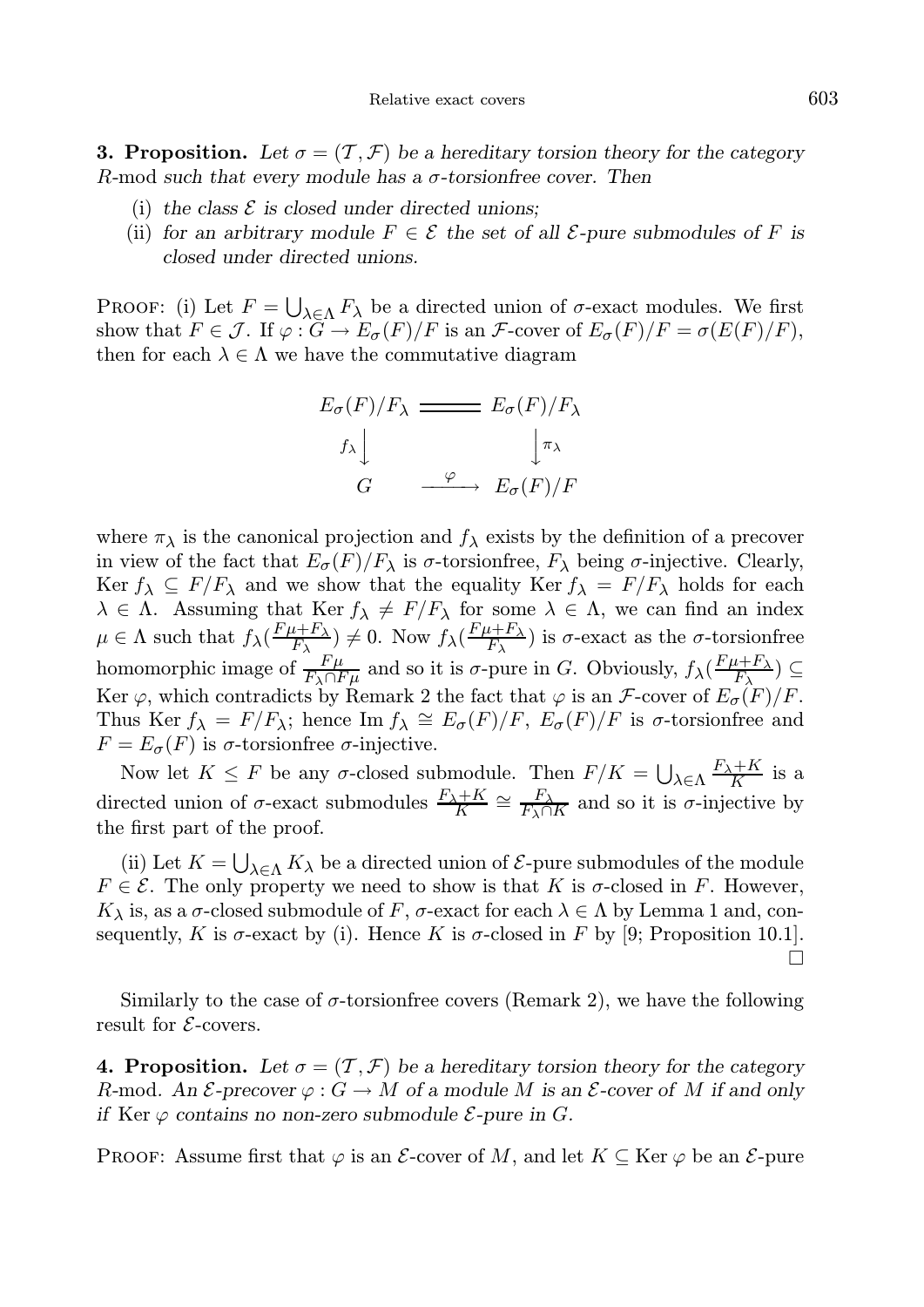**3. Proposition.** *Let $\sigma = (\mathcal{T}, \mathcal{F})$ be a hereditary torsion theory for the category $R$-mod such that every module has a $\sigma$-torsionfree cover. Then*

(i) *the class $\mathcal{E}$ is closed under directed unions;*

(ii) *for an arbitrary module $F \in \mathcal{E}$ the set of all $\mathcal{E}$-pure submodules of $F$ is closed under directed unions.*

Proof: (i) Let $F = \bigcup_{\lambda \in \Lambda} F_\lambda$ be a directed union of $\sigma$-exact modules. We first show that $F \in \mathcal{J}$. If $\varphi : G \to E_\sigma(F)/F$ is an $\mathcal{F}$-cover of $E_\sigma(F)/F = \sigma(E(F)/F)$, then for each $\lambda \in \Lambda$ we have the commutative diagram

$$\begin{array}{ccc} E_\sigma(F)/F_\lambda & = & E_\sigma(F)/F_\lambda \\ f_\lambda \downarrow & & \downarrow \pi_\lambda \\ G & \xrightarrow{\varphi} & E_\sigma(F)/F \end{array}$$

where $\pi_\lambda$ is the canonical projection and $f_\lambda$ exists by the definition of a precover in view of the fact that $E_\sigma(F)/F_\lambda$ is $\sigma$-torsionfree, $F_\lambda$ being $\sigma$-injective. Clearly, $\operatorname{Ker} f_\lambda \subseteq F/F_\lambda$ and we show that the equality $\operatorname{Ker} f_\lambda = F/F_\lambda$ holds for each $\lambda \in \Lambda$. Assuming that $\operatorname{Ker} f_\lambda \neq F/F_\lambda$ for some $\lambda \in \Lambda$, we can find an index $\mu \in \Lambda$ such that $f_\lambda(\frac{F_\mu + F_\lambda}{F_\lambda}) \neq 0$. Now $f_\lambda(\frac{F_\mu + F_\lambda}{F_\lambda})$ is $\sigma$-exact as the $\sigma$-torsionfree homomorphic image of $\frac{F_\mu}{F_\lambda \cap F_\mu}$ and so it is $\sigma$-pure in $G$. Obviously, $f_\lambda(\frac{F_\mu + F_\lambda}{F_\lambda}) \subseteq \operatorname{Ker} \varphi$, which contradicts by Remark 2 the fact that $\varphi$ is an $\mathcal{F}$-cover of $E_\sigma(F)/F$. Thus $\operatorname{Ker} f_\lambda = F/F_\lambda$; hence $\operatorname{Im} f_\lambda \cong E_\sigma(F)/F$, $E_\sigma(F)/F$ is $\sigma$-torsionfree and $F = E_\sigma(F)$ is $\sigma$-torsionfree $\sigma$-injective.

Now let $K \leq F$ be any $\sigma$-closed submodule. Then $F/K = \bigcup_{\lambda \in \Lambda} \frac{F_\lambda + K}{K}$ is a directed union of $\sigma$-exact submodules $\frac{F_\lambda + K}{K} \cong \frac{F_\lambda}{F_\lambda \cap K}$ and so it is $\sigma$-injective by the first part of the proof.

(ii) Let $K = \bigcup_{\lambda \in \Lambda} K_\lambda$ be a directed union of $\mathcal{E}$-pure submodules of the module $F \in \mathcal{E}$. The only property we need to show is that $K$ is $\sigma$-closed in $F$. However, $K_\lambda$ is, as a $\sigma$-closed submodule of $F$, $\sigma$-exact for each $\lambda \in \Lambda$ by Lemma 1 and, consequently, $K$ is $\sigma$-exact by (i). Hence $K$ is $\sigma$-closed in $F$ by [9; Proposition 10.1]. $\square$

Similarly to the case of $\sigma$-torsionfree covers (Remark 2), we have the following result for $\mathcal{E}$-covers.

**4. Proposition.** *Let $\sigma = (\mathcal{T}, \mathcal{F})$ be a hereditary torsion theory for the category $R$-mod. An $\mathcal{E}$-precover $\varphi : G \to M$ of a module $M$ is an $\mathcal{E}$-cover of $M$ if and only if $\operatorname{Ker} \varphi$ contains no non-zero submodule $\mathcal{E}$-pure in $G$.*

Proof: Assume first that $\varphi$ is an $\mathcal{E}$-cover of $M$, and let $K \subseteq \operatorname{Ker} \varphi$ be an $\mathcal{E}$-pure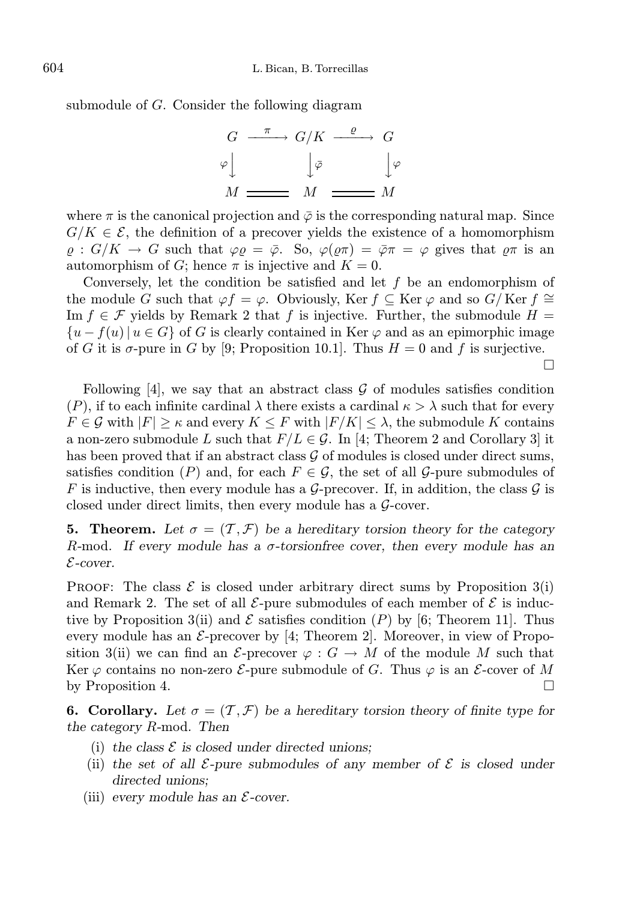submodule of $G$. Consider the following diagram

$$\begin{array}{ccccc} G & \xrightarrow{\ \pi\ } & G/K & \xrightarrow{\ \varrho\ } & G \\ \varphi\big\downarrow & & \big\downarrow\bar{\varphi} & & \big\downarrow\varphi \\ M & = & M & = & M \end{array}$$

where $\pi$ is the canonical projection and $\bar{\varphi}$ is the corresponding natural map. Since $G/K \in \mathcal{E}$, the definition of a precover yields the existence of a homomorphism $\varrho : G/K \to G$ such that $\varphi\varrho = \bar{\varphi}$. So, $\varphi(\varrho\pi) = \bar{\varphi}\pi = \varphi$ gives that $\varrho\pi$ is an automorphism of $G$; hence $\pi$ is injective and $K = 0$.

Conversely, let the condition be satisfied and let $f$ be an endomorphism of the module $G$ such that $\varphi f = \varphi$. Obviously, $\operatorname{Ker} f \subseteq \operatorname{Ker} \varphi$ and so $G/\operatorname{Ker} f \cong \operatorname{Im} f \in \mathcal{F}$ yields by Remark 2 that $f$ is injective. Further, the submodule $H = \{u - f(u) \mid u \in G\}$ of $G$ is clearly contained in $\operatorname{Ker} \varphi$ and as an epimorphic image of $G$ it is $\sigma$-pure in $G$ by [9; Proposition 10.1]. Thus $H = 0$ and $f$ is surjective. □

Following [4], we say that an abstract class $\mathcal{G}$ of modules satisfies condition $(P)$, if to each infinite cardinal $\lambda$ there exists a cardinal $\kappa > \lambda$ such that for every $F \in \mathcal{G}$ with $|F| \geq \kappa$ and every $K \leq F$ with $|F/K| \leq \lambda$, the submodule $K$ contains a non-zero submodule $L$ such that $F/L \in \mathcal{G}$. In [4; Theorem 2 and Corollary 3] it has been proved that if an abstract class $\mathcal{G}$ of modules is closed under direct sums, satisfies condition $(P)$ and, for each $F \in \mathcal{G}$, the set of all $\mathcal{G}$-pure submodules of $F$ is inductive, then every module has a $\mathcal{G}$-precover. If, in addition, the class $\mathcal{G}$ is closed under direct limits, then every module has a $\mathcal{G}$-cover.

**5. Theorem.** *Let $\sigma = (\mathcal{T}, \mathcal{F})$ be a hereditary torsion theory for the category $R$-mod. If every module has a $\sigma$-torsionfree cover, then every module has an $\mathcal{E}$-cover.*

PROOF: The class $\mathcal{E}$ is closed under arbitrary direct sums by Proposition 3(i) and Remark 2. The set of all $\mathcal{E}$-pure submodules of each member of $\mathcal{E}$ is inductive by Proposition 3(ii) and $\mathcal{E}$ satisfies condition $(P)$ by [6; Theorem 11]. Thus every module has an $\mathcal{E}$-precover by [4; Theorem 2]. Moreover, in view of Proposition 3(ii) we can find an $\mathcal{E}$-precover $\varphi : G \to M$ of the module $M$ such that $\operatorname{Ker} \varphi$ contains no non-zero $\mathcal{E}$-pure submodule of $G$. Thus $\varphi$ is an $\mathcal{E}$-cover of $M$ by Proposition 4. □

**6. Corollary.** *Let $\sigma = (\mathcal{T}, \mathcal{F})$ be a hereditary torsion theory of finite type for the category $R$-mod. Then*

(i) *the class $\mathcal{E}$ is closed under directed unions;*
(ii) *the set of all $\mathcal{E}$-pure submodules of any member of $\mathcal{E}$ is closed under directed unions;*
(iii) *every module has an $\mathcal{E}$-cover.*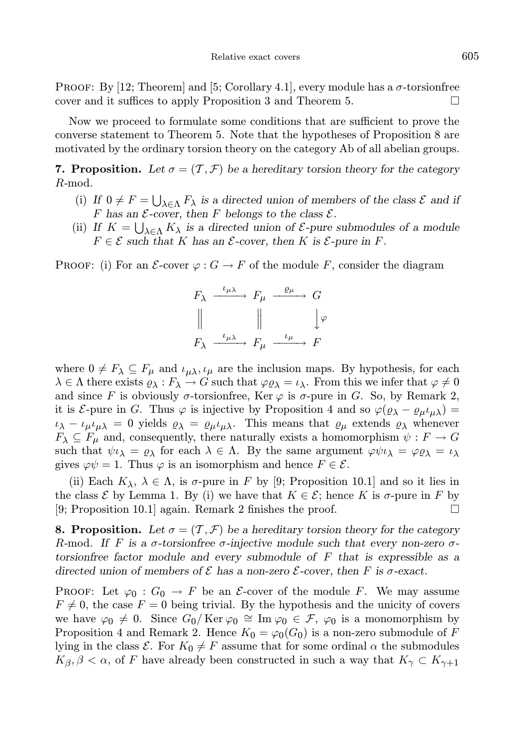PROOF: By [12; Theorem] and [5; Corollary 4.1], every module has a $\sigma$-torsionfree cover and it suffices to apply Proposition 3 and Theorem 5. $\square$

Now we proceed to formulate some conditions that are sufficient to prove the converse statement to Theorem 5. Note that the hypotheses of Proposition 8 are motivated by the ordinary torsion theory on the category Ab of all abelian groups.

**7. Proposition.** *Let $\sigma = (\mathcal{T}, \mathcal{F})$ be a hereditary torsion theory for the category $R$-mod.*

(i) *If $0 \neq F = \bigcup_{\lambda \in \Lambda} F_\lambda$ is a directed union of members of the class $\mathcal{E}$ and if $F$ has an $\mathcal{E}$-cover, then $F$ belongs to the class $\mathcal{E}$.*

(ii) *If $K = \bigcup_{\lambda \in \Lambda} K_\lambda$ is a directed union of $\mathcal{E}$-pure submodules of a module $F \in \mathcal{E}$ such that $K$ has an $\mathcal{E}$-cover, then $K$ is $\mathcal{E}$-pure in $F$.*

PROOF: (i) For an $\mathcal{E}$-cover $\varphi : G \to F$ of the module $F$, consider the diagram

$$\begin{array}{ccccc} F_\lambda & \xrightarrow{\iota_{\mu\lambda}} & F_\mu & \xrightarrow{\varrho_\mu} & G \\ \| & & \| & & \downarrow{\varphi} \\ F_\lambda & \xrightarrow{\iota_{\mu\lambda}} & F_\mu & \xrightarrow{\iota_\mu} & F \end{array}$$

where $0 \neq F_\lambda \subseteq F_\mu$ and $\iota_{\mu\lambda}, \iota_\mu$ are the inclusion maps. By hypothesis, for each $\lambda \in \Lambda$ there exists $\varrho_\lambda : F_\lambda \to G$ such that $\varphi\varrho_\lambda = \iota_\lambda$. From this we infer that $\varphi \neq 0$ and since $F$ is obviously $\sigma$-torsionfree, $\operatorname{Ker} \varphi$ is $\sigma$-pure in $G$. So, by Remark 2, it is $\mathcal{E}$-pure in $G$. Thus $\varphi$ is injective by Proposition 4 and so $\varphi(\varrho_\lambda - \varrho_\mu\iota_{\mu\lambda}) = \iota_\lambda - \iota_\mu\iota_{\mu\lambda} = 0$ yields $\varrho_\lambda = \varrho_\mu\iota_{\mu\lambda}$. This means that $\varrho_\mu$ extends $\varrho_\lambda$ whenever $F_\lambda \subseteq F_\mu$ and, consequently, there naturally exists a homomorphism $\psi : F \to G$ such that $\psi\iota_\lambda = \varrho_\lambda$ for each $\lambda \in \Lambda$. By the same argument $\varphi\psi\iota_\lambda = \varphi\varrho_\lambda = \iota_\lambda$ gives $\varphi\psi = 1$. Thus $\varphi$ is an isomorphism and hence $F \in \mathcal{E}$.

(ii) Each $K_\lambda$, $\lambda \in \Lambda$, is $\sigma$-pure in $F$ by [9; Proposition 10.1] and so it lies in the class $\mathcal{E}$ by Lemma 1. By (i) we have that $K \in \mathcal{E}$; hence $K$ is $\sigma$-pure in $F$ by [9; Proposition 10.1] again. Remark 2 finishes the proof. $\square$

**8. Proposition.** *Let $\sigma = (\mathcal{T}, \mathcal{F})$ be a hereditary torsion theory for the category $R$-mod. If $F$ is a $\sigma$-torsionfree $\sigma$-injective module such that every non-zero $\sigma$-torsionfree factor module and every submodule of $F$ that is expressible as a directed union of members of $\mathcal{E}$ has a non-zero $\mathcal{E}$-cover, then $F$ is $\sigma$-exact.*

PROOF: Let $\varphi_0 : G_0 \to F$ be an $\mathcal{E}$-cover of the module $F$. We may assume $F \neq 0$, the case $F = 0$ being trivial. By the hypothesis and the unicity of covers we have $\varphi_0 \neq 0$. Since $G_0/\operatorname{Ker}\varphi_0 \cong \operatorname{Im}\varphi_0 \in \mathcal{F}$, $\varphi_0$ is a monomorphism by Proposition 4 and Remark 2. Hence $K_0 = \varphi_0(G_0)$ is a non-zero submodule of $F$ lying in the class $\mathcal{E}$. For $K_0 \neq F$ assume that for some ordinal $\alpha$ the submodules $K_\beta, \beta < \alpha$, of $F$ have already been constructed in such a way that $K_\gamma \subset K_{\gamma+1}$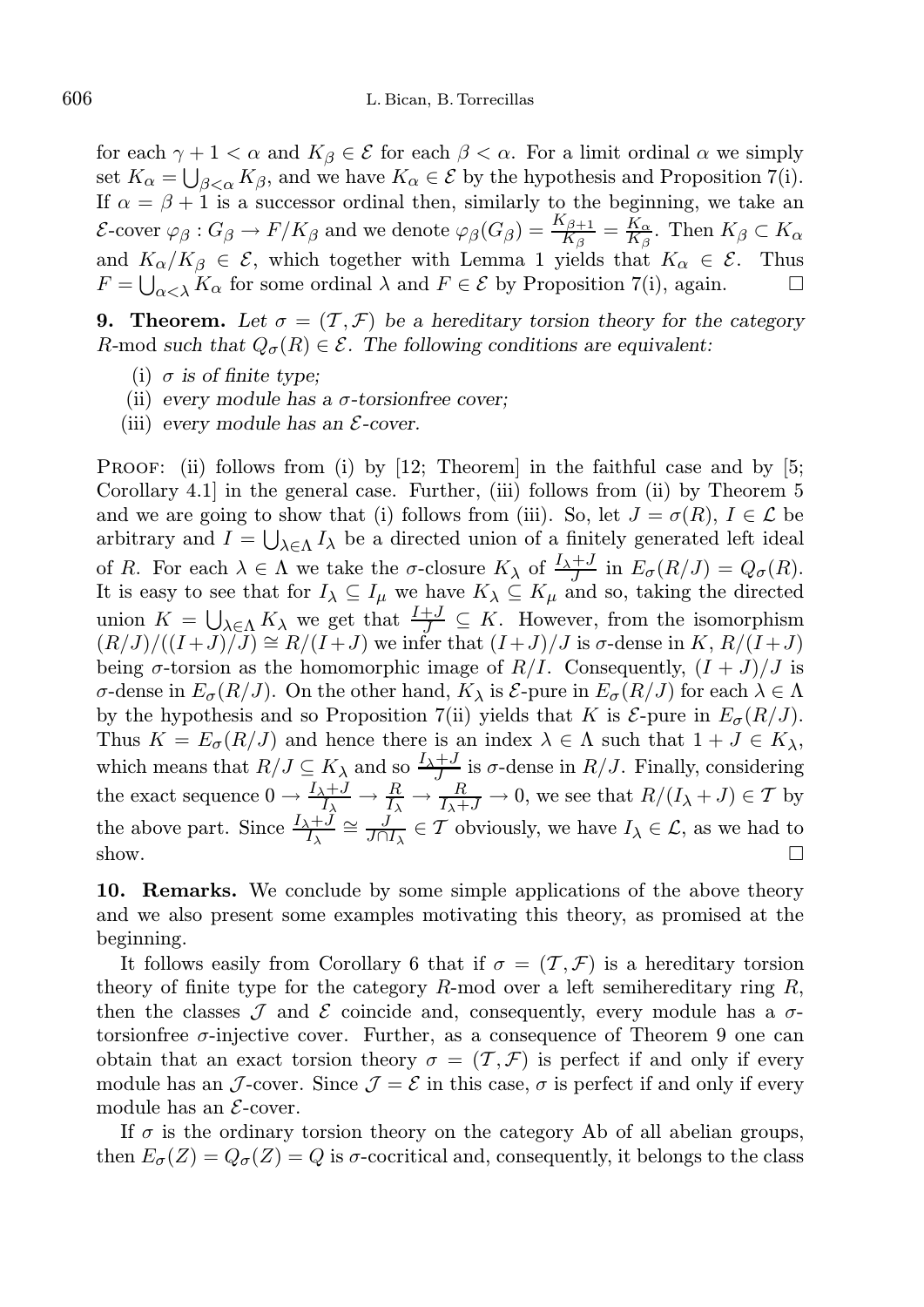for each $\gamma + 1 < \alpha$ and $K_\beta \in \mathcal{E}$ for each $\beta < \alpha$. For a limit ordinal $\alpha$ we simply set $K_\alpha = \bigcup_{\beta < \alpha} K_\beta$, and we have $K_\alpha \in \mathcal{E}$ by the hypothesis and Proposition 7(i). If $\alpha = \beta + 1$ is a successor ordinal then, similarly to the beginning, we take an $\mathcal{E}$-cover $\varphi_\beta : G_\beta \to F/K_\beta$ and we denote $\varphi_\beta(G_\beta) = \frac{K_{\beta+1}}{K_\beta} = \frac{K_\alpha}{K_\beta}$. Then $K_\beta \subset K_\alpha$ and $K_\alpha/K_\beta \in \mathcal{E}$, which together with Lemma 1 yields that $K_\alpha \in \mathcal{E}$. Thus $F = \bigcup_{\alpha < \lambda} K_\alpha$ for some ordinal $\lambda$ and $F \in \mathcal{E}$ by Proposition 7(i), again. $\square$

**9. Theorem.** *Let $\sigma = (\mathcal{T}, \mathcal{F})$ be a hereditary torsion theory for the category $R$-mod such that $Q_\sigma(R) \in \mathcal{E}$. The following conditions are equivalent:*

(i) *$\sigma$ is of finite type;*
(ii) *every module has a $\sigma$-torsionfree cover;*
(iii) *every module has an $\mathcal{E}$-cover.*

Proof: (ii) follows from (i) by [12; Theorem] in the faithful case and by [5; Corollary 4.1] in the general case. Further, (iii) follows from (ii) by Theorem 5 and we are going to show that (i) follows from (iii). So, let $J = \sigma(R)$, $I \in \mathcal{L}$ be arbitrary and $I = \bigcup_{\lambda \in \Lambda} I_\lambda$ be a directed union of a finitely generated left ideal of $R$. For each $\lambda \in \Lambda$ we take the $\sigma$-closure $K_\lambda$ of $\frac{I_\lambda + J}{J}$ in $E_\sigma(R/J) = Q_\sigma(R)$. It is easy to see that for $I_\lambda \subseteq I_\mu$ we have $K_\lambda \subseteq K_\mu$ and so, taking the directed union $K = \bigcup_{\lambda \in \Lambda} K_\lambda$ we get that $\frac{I+J}{J} \subseteq K$. However, from the isomorphism $(R/J)/((I+J)/J) \cong R/(I+J)$ we infer that $(I+J)/J$ is $\sigma$-dense in $K$, $R/(I+J)$ being $\sigma$-torsion as the homomorphic image of $R/I$. Consequently, $(I+J)/J$ is $\sigma$-dense in $E_\sigma(R/J)$. On the other hand, $K_\lambda$ is $\mathcal{E}$-pure in $E_\sigma(R/J)$ for each $\lambda \in \Lambda$ by the hypothesis and so Proposition 7(ii) yields that $K$ is $\mathcal{E}$-pure in $E_\sigma(R/J)$. Thus $K = E_\sigma(R/J)$ and hence there is an index $\lambda \in \Lambda$ such that $1 + J \in K_\lambda$, which means that $R/J \subseteq K_\lambda$ and so $\frac{I_\lambda + J}{J}$ is $\sigma$-dense in $R/J$. Finally, considering the exact sequence $0 \to \frac{I_\lambda + J}{I_\lambda} \to \frac{R}{I_\lambda} \to \frac{R}{I_\lambda + J} \to 0$, we see that $R/(I_\lambda + J) \in \mathcal{T}$ by the above part. Since $\frac{I_\lambda + J}{I_\lambda} \cong \frac{J}{J \cap I_\lambda} \in \mathcal{T}$ obviously, we have $I_\lambda \in \mathcal{L}$, as we had to show. $\square$

**10. Remarks.** We conclude by some simple applications of the above theory and we also present some examples motivating this theory, as promised at the beginning.

It follows easily from Corollary 6 that if $\sigma = (\mathcal{T}, \mathcal{F})$ is a hereditary torsion theory of finite type for the category $R$-mod over a left semihereditary ring $R$, then the classes $\mathcal{J}$ and $\mathcal{E}$ coincide and, consequently, every module has a $\sigma$-torsionfree $\sigma$-injective cover. Further, as a consequence of Theorem 9 one can obtain that an exact torsion theory $\sigma = (\mathcal{T}, \mathcal{F})$ is perfect if and only if every module has an $\mathcal{J}$-cover. Since $\mathcal{J} = \mathcal{E}$ in this case, $\sigma$ is perfect if and only if every module has an $\mathcal{E}$-cover.

If $\sigma$ is the ordinary torsion theory on the category Ab of all abelian groups, then $E_\sigma(Z) = Q_\sigma(Z) = Q$ is $\sigma$-cocritical and, consequently, it belongs to the class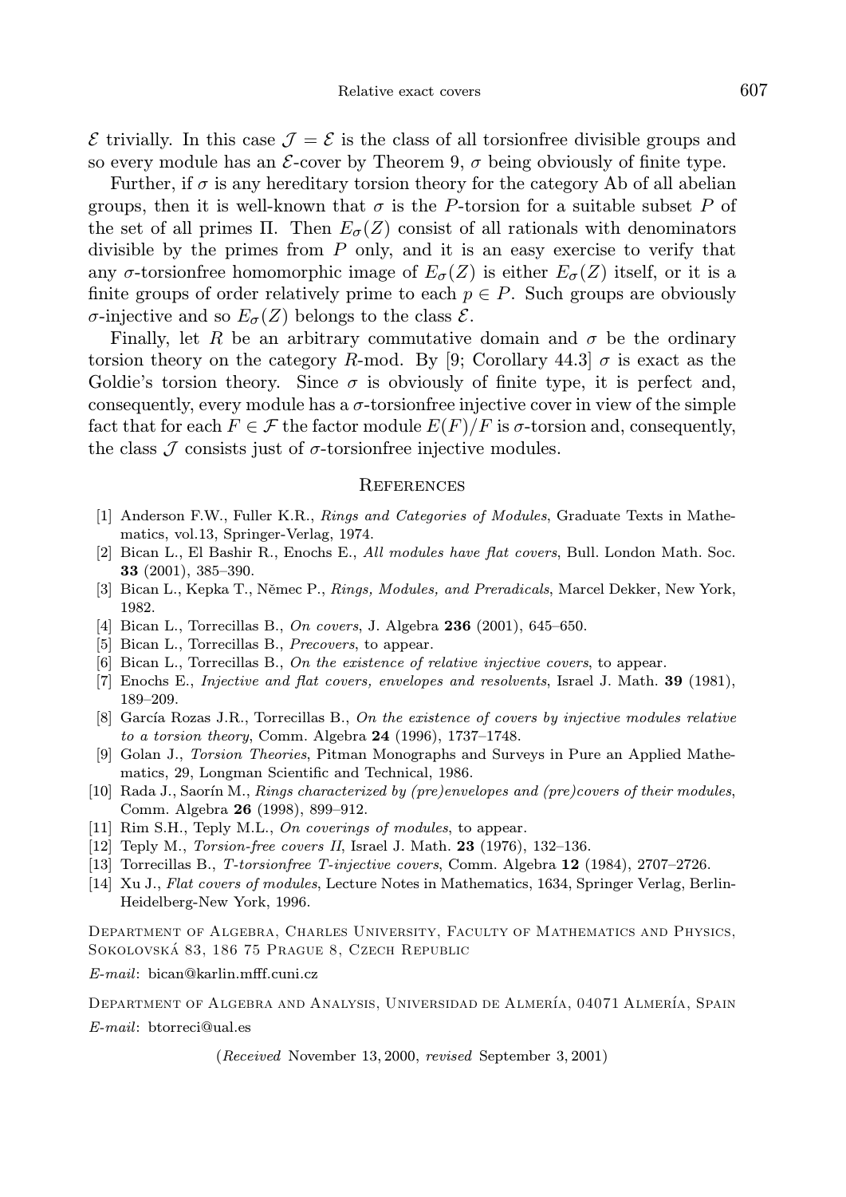$\mathcal{E}$ trivially. In this case $\mathcal{J} = \mathcal{E}$ is the class of all torsionfree divisible groups and so every module has an $\mathcal{E}$-cover by Theorem 9, $\sigma$ being obviously of finite type.

Further, if $\sigma$ is any hereditary torsion theory for the category Ab of all abelian groups, then it is well-known that $\sigma$ is the $P$-torsion for a suitable subset $P$ of the set of all primes $\Pi$. Then $E_\sigma(Z)$ consist of all rationals with denominators divisible by the primes from $P$ only, and it is an easy exercise to verify that any $\sigma$-torsionfree homomorphic image of $E_\sigma(Z)$ is either $E_\sigma(Z)$ itself, or it is a finite groups of order relatively prime to each $p \in P$. Such groups are obviously $\sigma$-injective and so $E_\sigma(Z)$ belongs to the class $\mathcal{E}$.

Finally, let $R$ be an arbitrary commutative domain and $\sigma$ be the ordinary torsion theory on the category $R$-mod. By [9; Corollary 44.3] $\sigma$ is exact as the Goldie's torsion theory. Since $\sigma$ is obviously of finite type, it is perfect and, consequently, every module has a $\sigma$-torsionfree injective cover in view of the simple fact that for each $F \in \mathcal{F}$ the factor module $E(F)/F$ is $\sigma$-torsion and, consequently, the class $\mathcal{J}$ consists just of $\sigma$-torsionfree injective modules.

## References

[1] Anderson F.W., Fuller K.R., *Rings and Categories of Modules*, Graduate Texts in Mathematics, vol.13, Springer-Verlag, 1974.

[2] Bican L., El Bashir R., Enochs E., *All modules have flat covers*, Bull. London Math. Soc. **33** (2001), 385–390.

[3] Bican L., Kepka T., Němec P., *Rings, Modules, and Preradicals*, Marcel Dekker, New York, 1982.

[4] Bican L., Torrecillas B., *On covers*, J. Algebra **236** (2001), 645–650.

[5] Bican L., Torrecillas B., *Precovers*, to appear.

[6] Bican L., Torrecillas B., *On the existence of relative injective covers*, to appear.

[7] Enochs E., *Injective and flat covers, envelopes and resolvents*, Israel J. Math. **39** (1981), 189–209.

[8] García Rozas J.R., Torrecillas B., *On the existence of covers by injective modules relative to a torsion theory*, Comm. Algebra **24** (1996), 1737–1748.

[9] Golan J., *Torsion Theories*, Pitman Monographs and Surveys in Pure an Applied Mathematics, 29, Longman Scientific and Technical, 1986.

[10] Rada J., Saorín M., *Rings characterized by (pre)envelopes and (pre)covers of their modules*, Comm. Algebra **26** (1998), 899–912.

[11] Rim S.H., Teply M.L., *On coverings of modules*, to appear.

[12] Teply M., *Torsion-free covers II*, Israel J. Math. **23** (1976), 132–136.

[13] Torrecillas B., *T-torsionfree T-injective covers*, Comm. Algebra **12** (1984), 2707–2726.

[14] Xu J., *Flat covers of modules*, Lecture Notes in Mathematics, 1634, Springer Verlag, Berlin-Heidelberg-New York, 1996.

Department of Algebra, Charles University, Faculty of Mathematics and Physics, Sokolovská 83, 186 75 Prague 8, Czech Republic

*E-mail*: bican@karlin.mfff.cuni.cz

Department of Algebra and Analysis, Universidad de Almería, 04071 Almería, Spain

*E-mail*: btorreci@ual.es

(*Received* November 13, 2000, *revised* September 3, 2001)